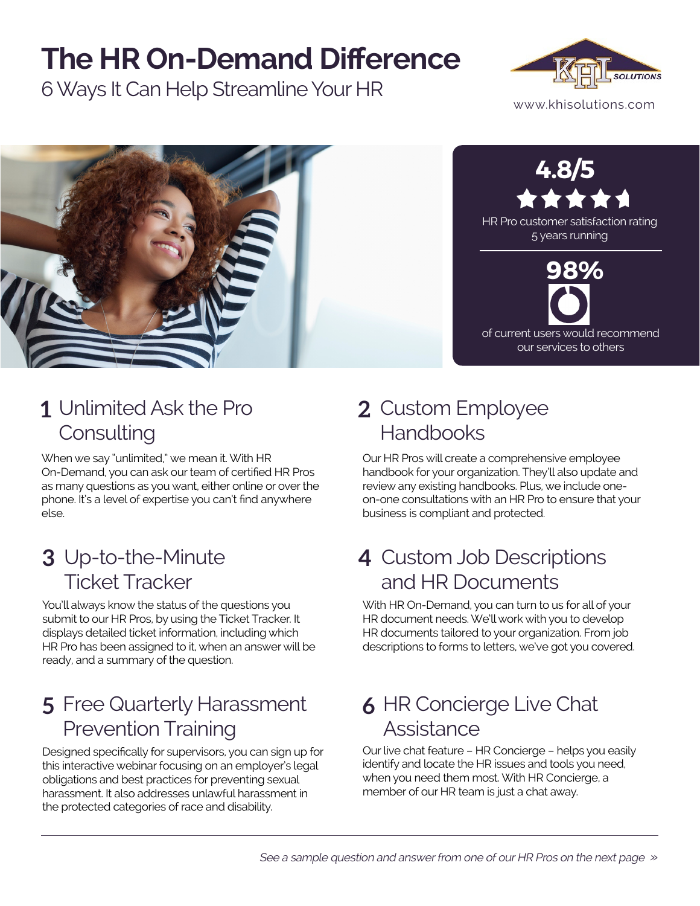# The HR On-Demand Difference

## 6 Ways It Can Help Streamline Your HR

KHI SOLUTIONS

www.khisolutions.com

**4.8/5**

HR Pro customer satisfaction rating 5 years running

**98%**

of current users would recommend our services to others

## 1 Unlimited Ask the Pro Consulting

When we say "unlimited," we mean it. With HR On-Demand, you can ask our team of certified HR Pros as many questions as you want, either online or over the phone. It's a level of expertise you can't find anywhere else.

## 2 Custom Employee Handbooks

Our HR Pros will create a comprehensive employee handbook for your organization. They'll also update and review any existing handbooks. Plus, we include one-on-one consultations with an HR Pro to ensure that your business is compliant and protected.

## 3 Up-to-the-Minute Ticket Tracker

You'll always know the status of the questions you submit to our HR Pros, by using the Ticket Tracker. It displays detailed ticket information, including which HR Pro has been assigned to it, when an answer will be ready, and a summary of the question.

## 4 Custom Job Descriptions and HR Documents

With HR On-Demand, you can turn to us for all of your HR document needs. We'll work with you to develop HR documents tailored to your organization. From job descriptions to forms to letters, we've got you covered.

## 5 Free Quarterly Harassment Prevention Training

Designed specifically for supervisors, you can sign up for this interactive webinar focusing on an employer's legal obligations and best practices for preventing sexual harassment. It also addresses unlawful harassment in the protected categories of race and disability.

## 6 HR Concierge Live Chat Assistance

Our live chat feature – HR Concierge – helps you easily identify and locate the HR issues and tools you need, when you need them most. With HR Concierge, a member of our HR team is just a chat away.

---

*See a sample question and answer from one of our HR Pros on the next page »*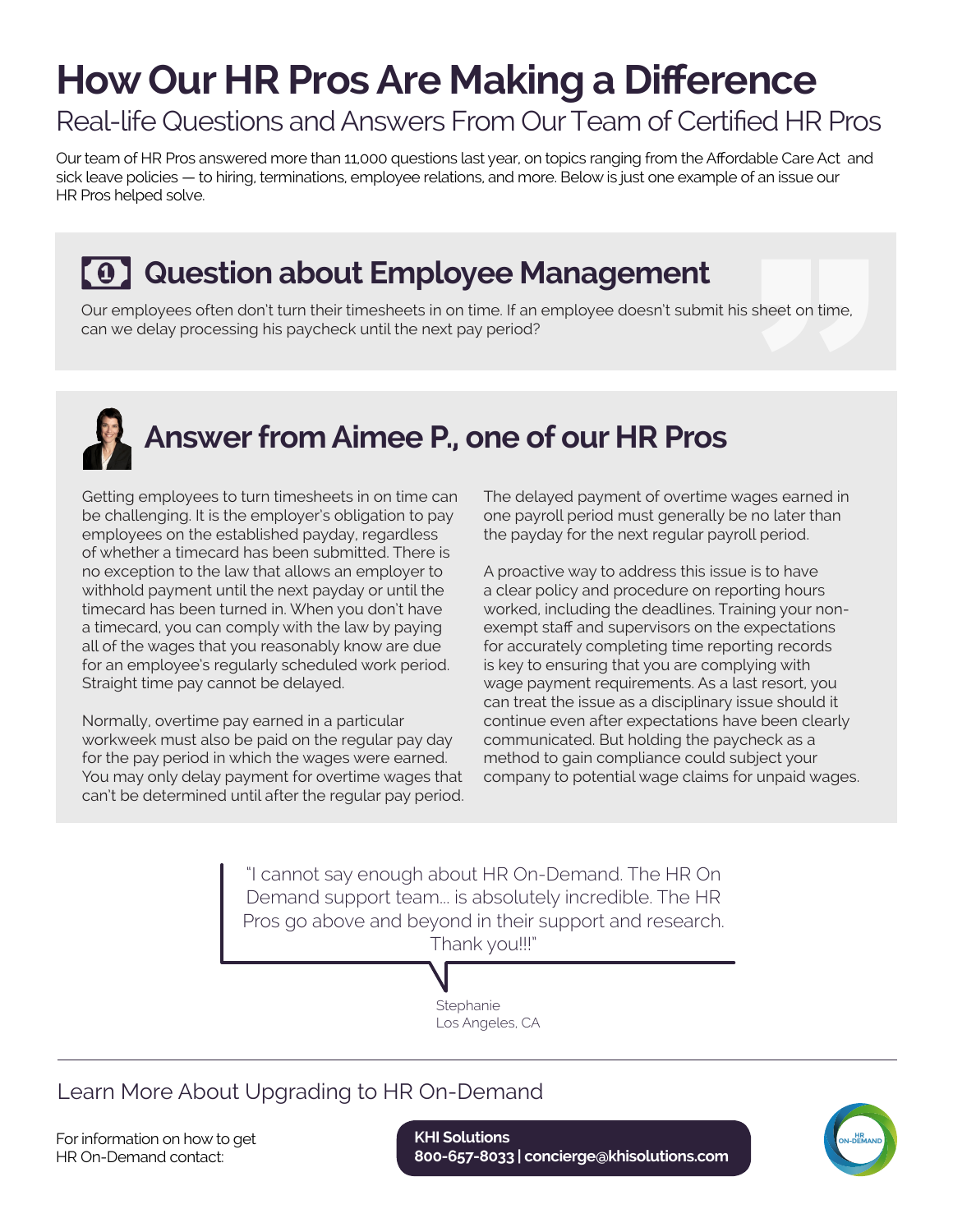# How Our HR Pros Are Making a Difference

## Real-life Questions and Answers From Our Team of Certified HR Pros

Our team of HR Pros answered more than 11,000 questions last year, on topics ranging from the Affordable Care Act and sick leave policies — to hiring, terminations, employee relations, and more. Below is just one example of an issue our HR Pros helped solve.

## Question about Employee Management

Our employees often don't turn their timesheets in on time. If an employee doesn't submit his sheet on time, can we delay processing his paycheck until the next pay period?

## Answer from Aimee P., one of our HR Pros

Getting employees to turn timesheets in on time can be challenging. It is the employer's obligation to pay employees on the established payday, regardless of whether a timecard has been submitted. There is no exception to the law that allows an employer to withhold payment until the next payday or until the timecard has been turned in. When you don't have a timecard, you can comply with the law by paying all of the wages that you reasonably know are due for an employee's regularly scheduled work period. Straight time pay cannot be delayed.

Normally, overtime pay earned in a particular workweek must also be paid on the regular pay day for the pay period in which the wages were earned. You may only delay payment for overtime wages that can't be determined until after the regular pay period. The delayed payment of overtime wages earned in one payroll period must generally be no later than the payday for the next regular payroll period.

A proactive way to address this issue is to have a clear policy and procedure on reporting hours worked, including the deadlines. Training your non-exempt staff and supervisors on the expectations for accurately completing time reporting records is key to ensuring that you are complying with wage payment requirements. As a last resort, you can treat the issue as a disciplinary issue should it continue even after expectations have been clearly communicated. But holding the paycheck as a method to gain compliance could subject your company to potential wage claims for unpaid wages.

> "I cannot say enough about HR On-Demand. The HR On Demand support team... is absolutely incredible. The HR Pros go above and beyond in their support and research. Thank you!!!"

Stephanie
Los Angeles, CA

---

## Learn More About Upgrading to HR On-Demand

For information on how to get HR On-Demand contact:

**KHI Solutions**
**800-657-8033 | concierge@khisolutions.com**